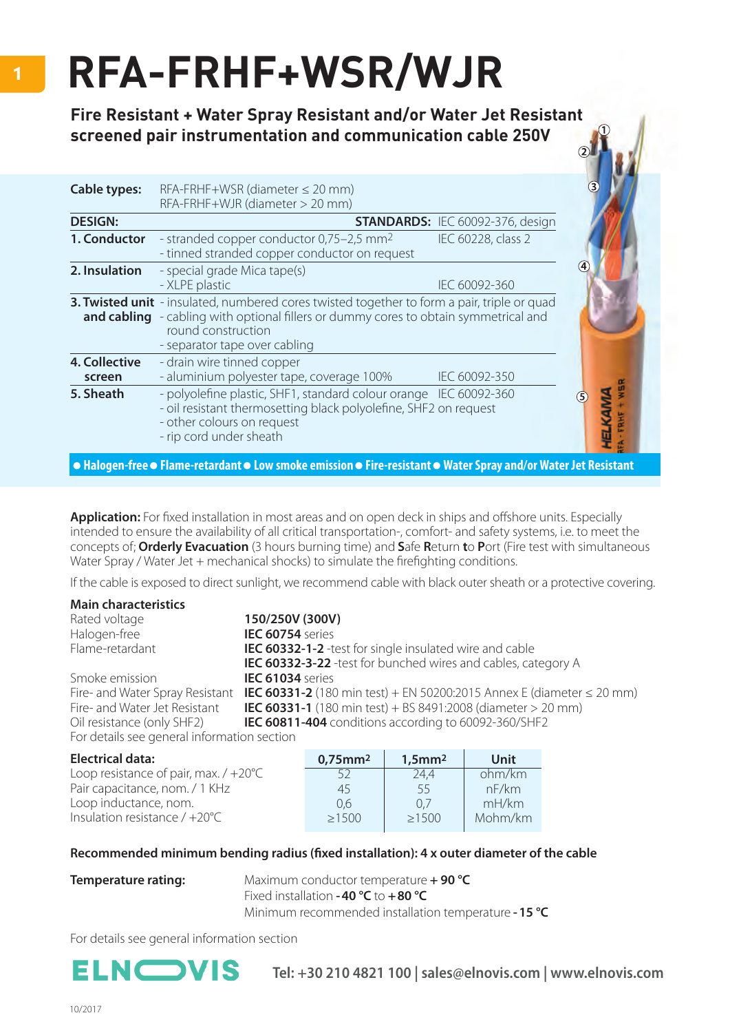# RFA-FRHF+WSR/WJR

**Fire Resistant + Water Spray Resistant and/or Water Jet Resistant screened pair instrumentation and communication cable 250V**

| | | |
|---|---|---|
| **Cable types:** | RFA-FRHF+WSR (diameter ≤ 20 mm)<br>RFA-FRHF+WJR (diameter > 20 mm) | |
| **DESIGN:** | | **STANDARDS:** IEC 60092-376, design |
| **1. Conductor** | - stranded copper conductor 0,75–2,5 mm²<br>- tinned stranded copper conductor on request | IEC 60228, class 2 |
| **2. Insulation** | - special grade Mica tape(s)<br>- XLPE plastic | IEC 60092-360 |
| **3. Twisted unit and cabling** | - insulated, numbered cores twisted together to form a pair, triple or quad<br>- cabling with optional fillers or dummy cores to obtain symmetrical and round construction<br>- separator tape over cabling | |
| **4. Collective screen** | - drain wire tinned copper<br>- aluminium polyester tape, coverage 100% | IEC 60092-350 |
| **5. Sheath** | - polyolefine plastic, SHF1, standard colour orange<br>- oil resistant thermosetting black polyolefine, SHF2 on request<br>- other colours on request<br>- rip cord under sheath | IEC 60092-360 |

**● Halogen-free ● Flame-retardant ● Low smoke emission ● Fire-resistant ● Water Spray and/or Water Jet Resistant**

**Application:** For fixed installation in most areas and on open deck in ships and offshore units. Especially intended to ensure the availability of all critical transportation-, comfort- and safety systems, i.e. to meet the concepts of; **Orderly Evacuation** (3 hours burning time) and **S**afe **R**eturn **t**o **P**ort (Fire test with simultaneous Water Spray / Water Jet + mechanical shocks) to simulate the firefighting conditions.

If the cable is exposed to direct sunlight, we recommend cable with black outer sheath or a protective covering.

**Main characteristics**

| | |
|---|---|
| Rated voltage | **150/250V (300V)** |
| Halogen-free | **IEC 60754** series |
| Flame-retardant | **IEC 60332-1-2** -test for single insulated wire and cable<br>**IEC 60332-3-22** -test for bunched wires and cables, category A |
| Smoke emission | **IEC 61034** series |
| Fire- and Water Spray Resistant | **IEC 60331-2** (180 min test) + EN 50200:2015 Annex E (diameter ≤ 20 mm) |
| Fire- and Water Jet Resistant | **IEC 60331-1** (180 min test) + BS 8491:2008 (diameter > 20 mm) |
| Oil resistance (only SHF2) | **IEC 60811-404** conditions according to 60092-360/SHF2 |

For details see general information section

| **Electrical data:** | **0,75mm²** | **1,5mm²** | **Unit** |
|---|---|---|---|
| Loop resistance of pair, max. / +20°C | 52 | 24,4 | ohm/km |
| Pair capacitance, nom. / 1 KHz | 45 | 55 | nF/km |
| Loop inductance, nom. | 0,6 | 0,7 | mH/km |
| Insulation resistance / +20°C | ≥1500 | ≥1500 | Mohm/km |

**Recommended minimum bending radius (fixed installation): 4 x outer diameter of the cable**

**Temperature rating:**
Maximum conductor temperature **+ 90 °C**
Fixed installation **-40 °C** to **+80 °C**
Minimum recommended installation temperature **-15 °C**

For details see general information section

**ELNOVIS** Tel: +30 210 4821 100 | sales@elnovis.com | www.elnovis.com

10/2017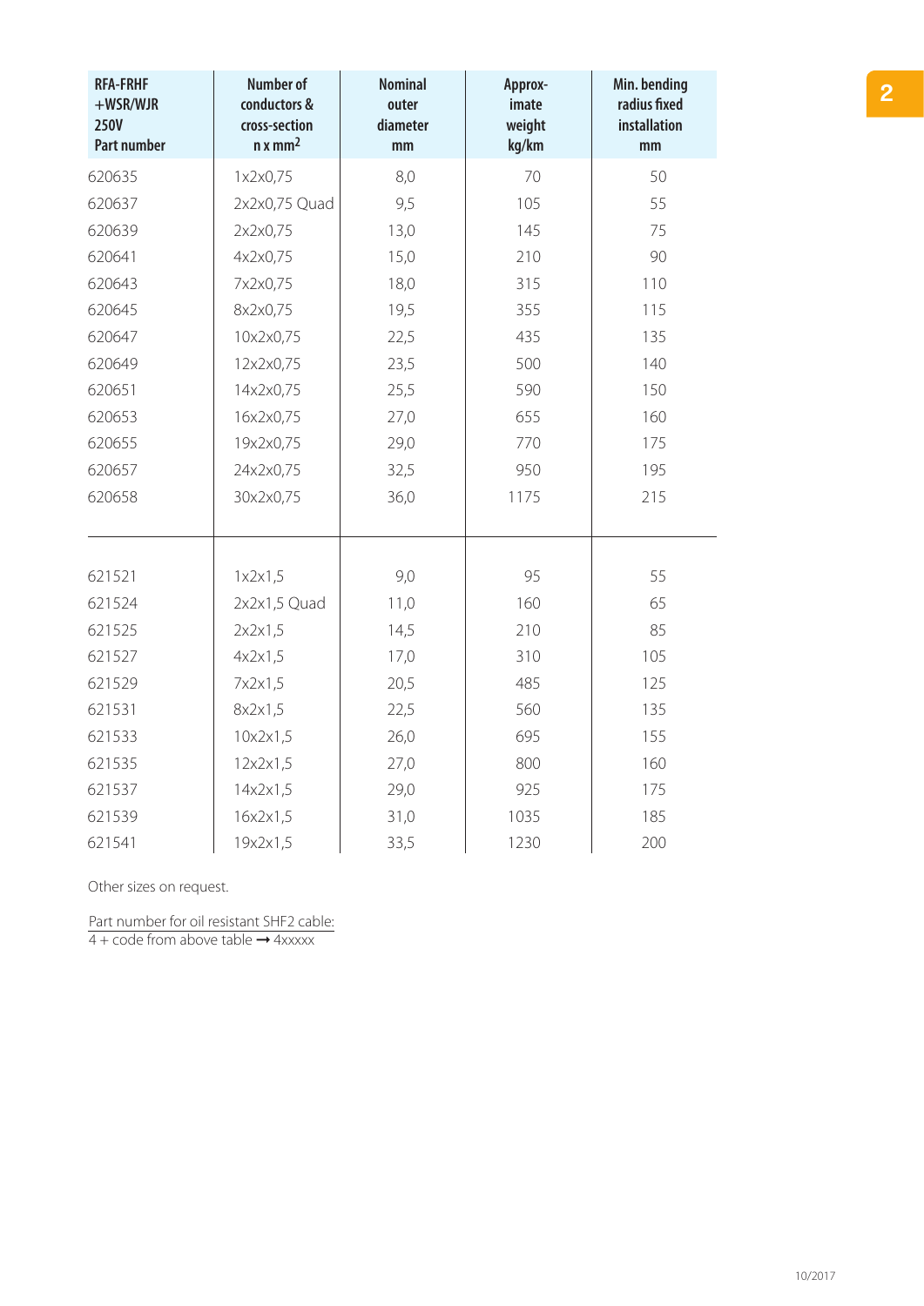| RFA-FRHF +WSR/WJR 250V Part number | Number of conductors & cross-section n x $mm^2$ | Nominal outer diameter mm | Approx-imate weight kg/km | Min. bending radius fixed installation mm |
|---|---|---|---|---|
| 620635 | 1x2x0,75 | 8,0 | 70 | 50 |
| 620637 | 2x2x0,75 Quad | 9,5 | 105 | 55 |
| 620639 | 2x2x0,75 | 13,0 | 145 | 75 |
| 620641 | 4x2x0,75 | 15,0 | 210 | 90 |
| 620643 | 7x2x0,75 | 18,0 | 315 | 110 |
| 620645 | 8x2x0,75 | 19,5 | 355 | 115 |
| 620647 | 10x2x0,75 | 22,5 | 435 | 135 |
| 620649 | 12x2x0,75 | 23,5 | 500 | 140 |
| 620651 | 14x2x0,75 | 25,5 | 590 | 150 |
| 620653 | 16x2x0,75 | 27,0 | 655 | 160 |
| 620655 | 19x2x0,75 | 29,0 | 770 | 175 |
| 620657 | 24x2x0,75 | 32,5 | 950 | 195 |
| 620658 | 30x2x0,75 | 36,0 | 1175 | 215 |
| 621521 | 1x2x1,5 | 9,0 | 95 | 55 |
| 621524 | 2x2x1,5 Quad | 11,0 | 160 | 65 |
| 621525 | 2x2x1,5 | 14,5 | 210 | 85 |
| 621527 | 4x2x1,5 | 17,0 | 310 | 105 |
| 621529 | 7x2x1,5 | 20,5 | 485 | 125 |
| 621531 | 8x2x1,5 | 22,5 | 560 | 135 |
| 621533 | 10x2x1,5 | 26,0 | 695 | 155 |
| 621535 | 12x2x1,5 | 27,0 | 800 | 160 |
| 621537 | 14x2x1,5 | 29,0 | 925 | 175 |
| 621539 | 16x2x1,5 | 31,0 | 1035 | 185 |
| 621541 | 19x2x1,5 | 33,5 | 1230 | 200 |

Other sizes on request.

Part number for oil resistant SHF2 cable:
4 + code from above table ➞ 4xxxxx